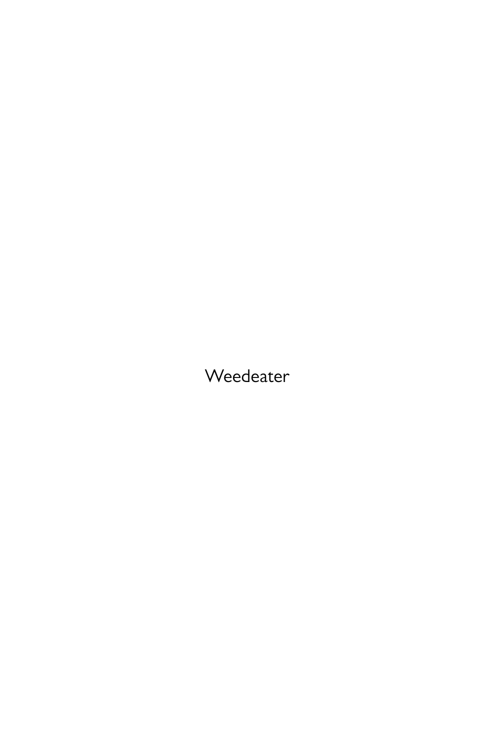Weedeater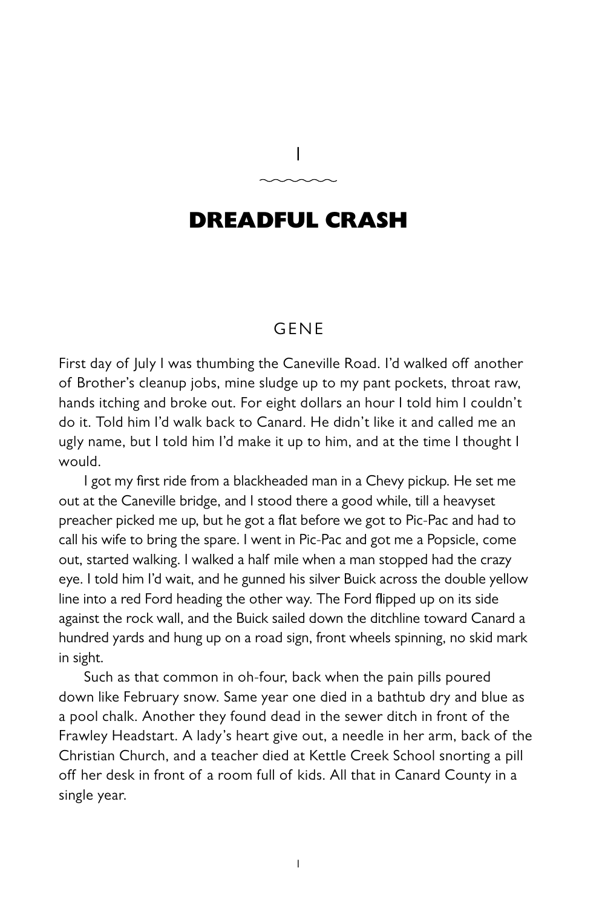# I

## DREADFUL CRASH

### GENE

First day of July I was thumbing the Caneville Road. I'd walked off another of Brother's cleanup jobs, mine sludge up to my pant pockets, throat raw, hands itching and broke out. For eight dollars an hour I told him I couldn't do it. Told him I'd walk back to Canard. He didn't like it and called me an ugly name, but I told him I'd make it up to him, and at the time I thought I would.

I got my first ride from a blackheaded man in a Chevy pickup. He set me out at the Caneville bridge, and I stood there a good while, till a heavyset preacher picked me up, but he got a flat before we got to Pic-Pac and had to call his wife to bring the spare. I went in Pic-Pac and got me a Popsicle, come out, started walking. I walked a half mile when a man stopped had the crazy eye. I told him I'd wait, and he gunned his silver Buick across the double yellow line into a red Ford heading the other way. The Ford flipped up on its side against the rock wall, and the Buick sailed down the ditchline toward Canard a hundred yards and hung up on a road sign, front wheels spinning, no skid mark in sight.

Such as that common in oh-four, back when the pain pills poured down like February snow. Same year one died in a bathtub dry and blue as a pool chalk. Another they found dead in the sewer ditch in front of the Frawley Headstart. A lady's heart give out, a needle in her arm, back of the Christian Church, and a teacher died at Kettle Creek School snorting a pill off her desk in front of a room full of kids. All that in Canard County in a single year.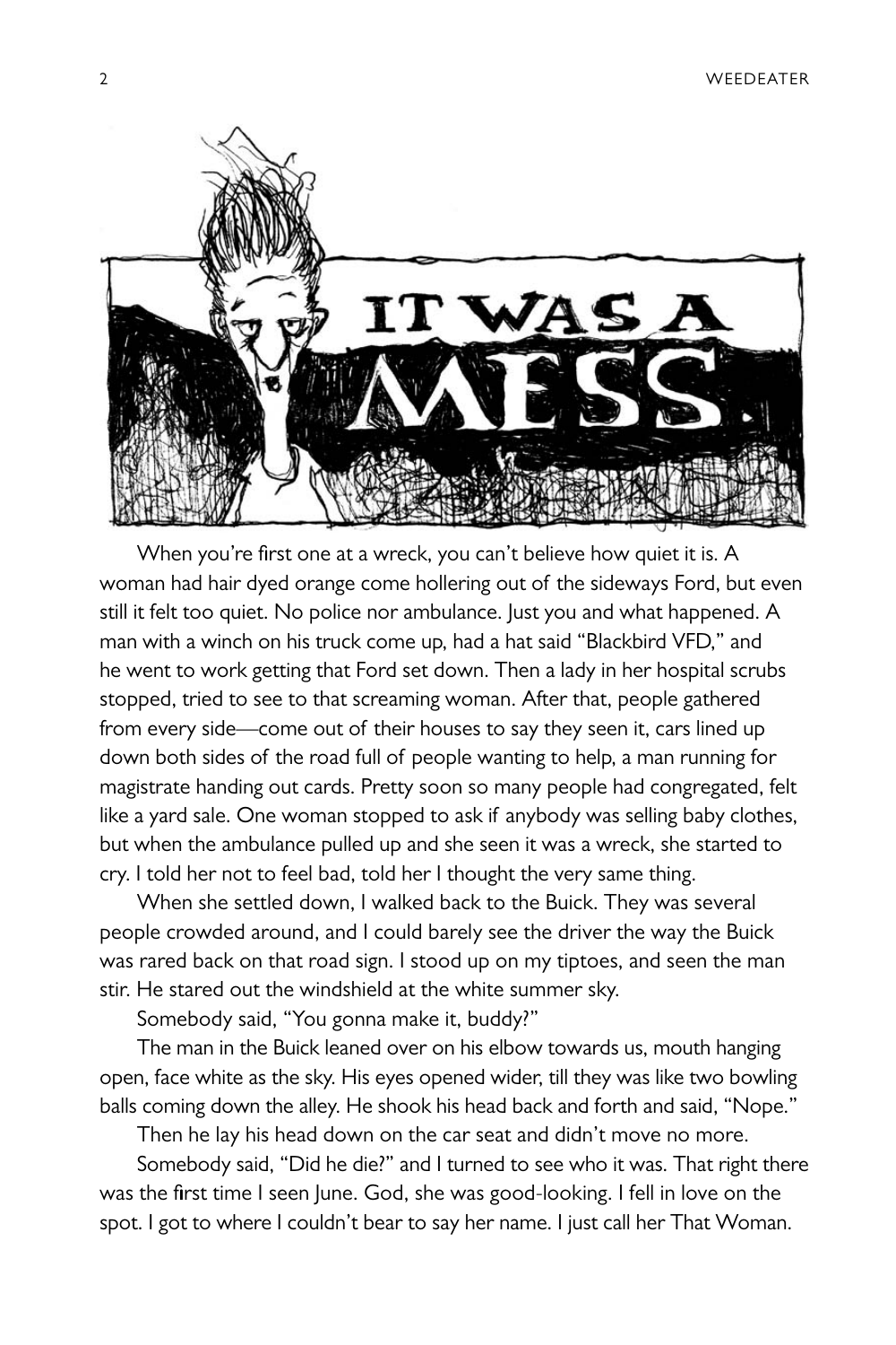# IT WAS A MESS.

When you're first one at a wreck, you can't believe how quiet it is. A woman had hair dyed orange come hollering out of the sideways Ford, but even still it felt too quiet. No police nor ambulance. Just you and what happened. A man with a winch on his truck come up, had a hat said "Blackbird VFD," and he went to work getting that Ford set down. Then a lady in her hospital scrubs stopped, tried to see to that screaming woman. After that, people gathered from every side—come out of their houses to say they seen it, cars lined up down both sides of the road full of people wanting to help, a man running for magistrate handing out cards. Pretty soon so many people had congregated, felt like a yard sale. One woman stopped to ask if anybody was selling baby clothes, but when the ambulance pulled up and she seen it was a wreck, she started to cry. I told her not to feel bad, told her I thought the very same thing.

When she settled down, I walked back to the Buick. They was several people crowded around, and I could barely see the driver the way the Buick was rared back on that road sign. I stood up on my tiptoes, and seen the man stir. He stared out the windshield at the white summer sky.

Somebody said, "You gonna make it, buddy?"

The man in the Buick leaned over on his elbow towards us, mouth hanging open, face white as the sky. His eyes opened wider, till they was like two bowling balls coming down the alley. He shook his head back and forth and said, "Nope."

Then he lay his head down on the car seat and didn't move no more.

Somebody said, "Did he die?" and I turned to see who it was. That right there was the first time I seen June. God, she was good-looking. I fell in love on the spot. I got to where I couldn't bear to say her name. I just call her That Woman.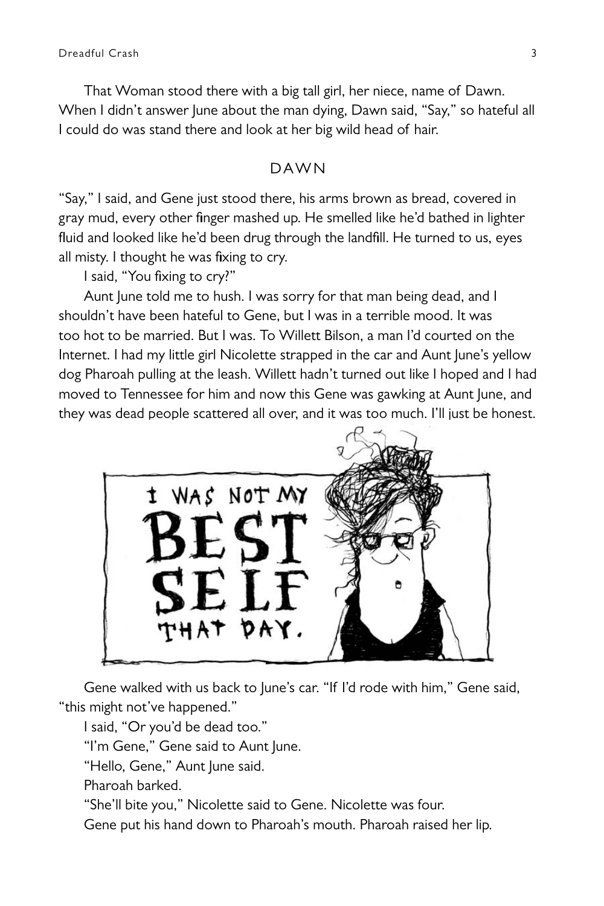That Woman stood there with a big tall girl, her niece, name of Dawn. When I didn't answer June about the man dying, Dawn said, "Say," so hateful all I could do was stand there and look at her big wild head of hair.

## DAWN

"Say," I said, and Gene just stood there, his arms brown as bread, covered in gray mud, every other finger mashed up. He smelled like he'd bathed in lighter fluid and looked like he'd been drug through the landfill. He turned to us, eyes all misty. I thought he was fixing to cry.

I said, "You fixing to cry?"

Aunt June told me to hush. I was sorry for that man being dead, and I shouldn't have been hateful to Gene, but I was in a terrible mood. It was too hot to be married. But I was. To Willett Bilson, a man I'd courted on the Internet. I had my little girl Nicolette strapped in the car and Aunt June's yellow dog Pharoah pulling at the leash. Willett hadn't turned out like I hoped and I had moved to Tennessee for him and now this Gene was gawking at Aunt June, and they was dead people scattered all over, and it was too much. I'll just be honest.

Gene walked with us back to June's car. "If I'd rode with him," Gene said, "this might not've happened."

I said, "Or you'd be dead too."

"I'm Gene," Gene said to Aunt June.

"Hello, Gene," Aunt June said.

Pharoah barked.

"She'll bite you," Nicolette said to Gene. Nicolette was four.

Gene put his hand down to Pharoah's mouth. Pharoah raised her lip.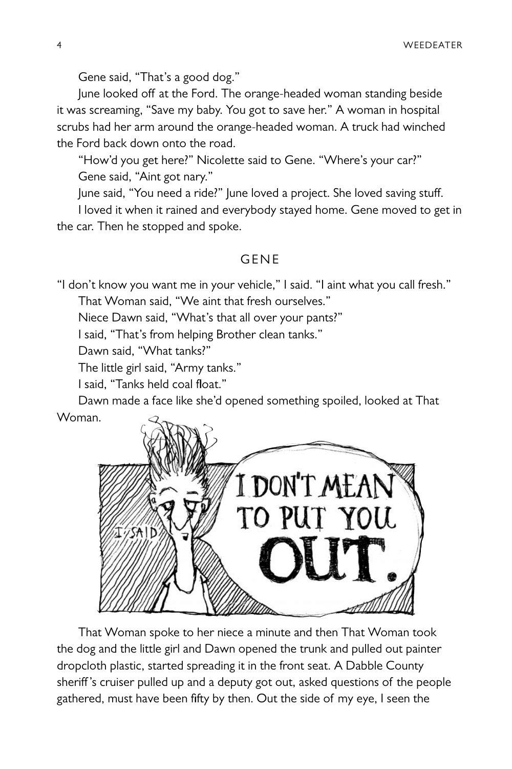Gene said, “That’s a good dog.”

June looked off at the Ford. The orange-headed woman standing beside it was screaming, “Save my baby. You got to save her.” A woman in hospital scrubs had her arm around the orange-headed woman. A truck had winched the Ford back down onto the road.

“How’d you get here?” Nicolette said to Gene. “Where’s your car?”

Gene said, “Aint got nary.”

June said, “You need a ride?” June loved a project. She loved saving stuff.

I loved it when it rained and everybody stayed home. Gene moved to get in the car. Then he stopped and spoke.

## GENE

“I don’t know you want me in your vehicle,” I said. “I aint what you call fresh.”

That Woman said, “We aint that fresh ourselves.”

Niece Dawn said, “What’s that all over your pants?”

I said, “That’s from helping Brother clean tanks.”

Dawn said, “What tanks?”

The little girl said, “Army tanks.”

I said, “Tanks held coal float.”

Dawn made a face like she’d opened something spoiled, looked at That Woman.

I SAID

I DON'T MEAN TO PUT YOU OUT.

That Woman spoke to her niece a minute and then That Woman took the dog and the little girl and Dawn opened the trunk and pulled out painter dropcloth plastic, started spreading it in the front seat. A Dabble County sheriff’s cruiser pulled up and a deputy got out, asked questions of the people gathered, must have been fifty by then. Out the side of my eye, I seen the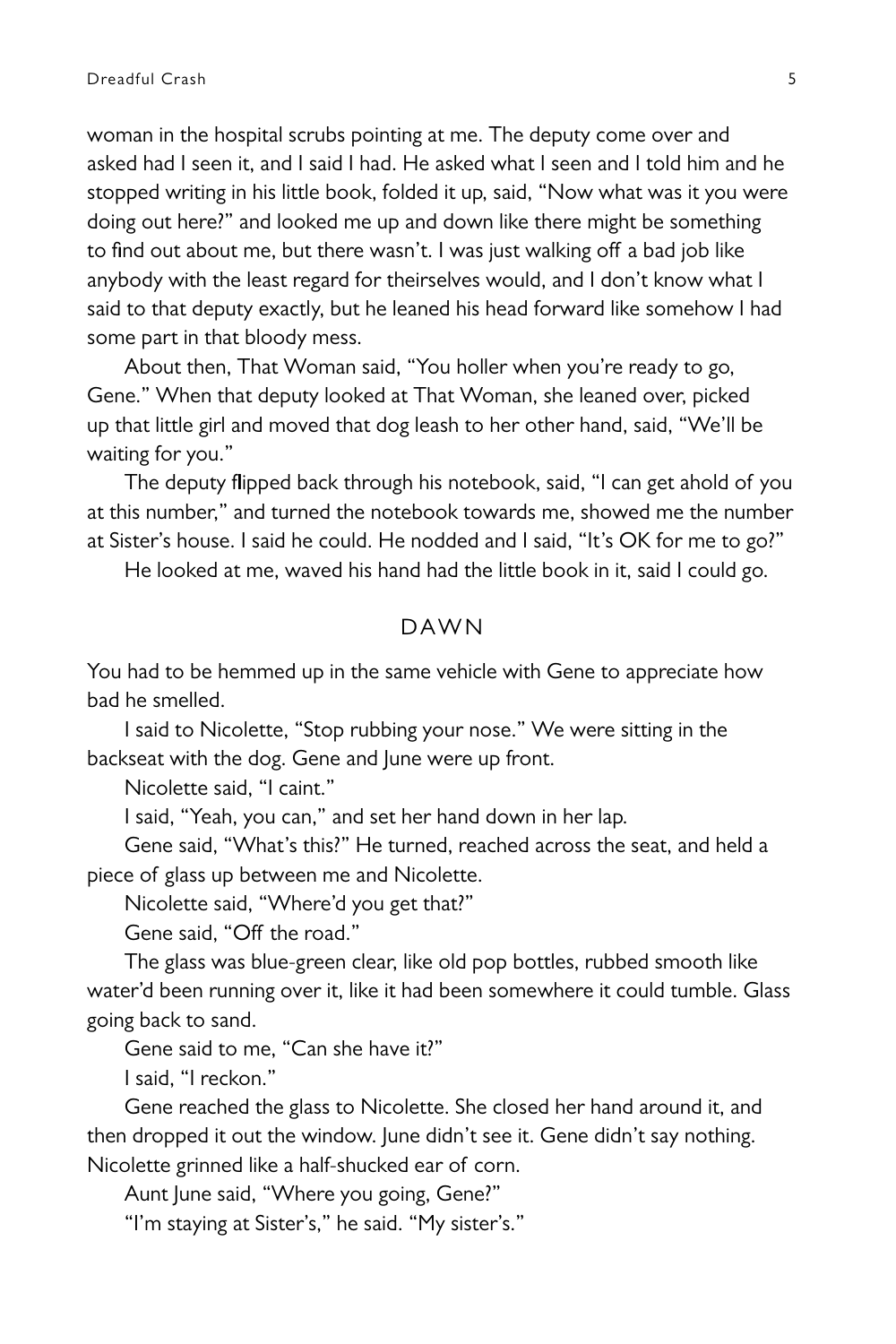woman in the hospital scrubs pointing at me. The deputy come over and asked had I seen it, and I said I had. He asked what I seen and I told him and he stopped writing in his little book, folded it up, said, "Now what was it you were doing out here?" and looked me up and down like there might be something to find out about me, but there wasn't. I was just walking off a bad job like anybody with the least regard for theirselves would, and I don't know what I said to that deputy exactly, but he leaned his head forward like somehow I had some part in that bloody mess.

About then, That Woman said, "You holler when you're ready to go, Gene." When that deputy looked at That Woman, she leaned over, picked up that little girl and moved that dog leash to her other hand, said, "We'll be waiting for you."

The deputy flipped back through his notebook, said, "I can get ahold of you at this number," and turned the notebook towards me, showed me the number at Sister's house. I said he could. He nodded and I said, "It's OK for me to go?"

He looked at me, waved his hand had the little book in it, said I could go.

## DAWN

You had to be hemmed up in the same vehicle with Gene to appreciate how bad he smelled.

I said to Nicolette, "Stop rubbing your nose." We were sitting in the backseat with the dog. Gene and June were up front.

Nicolette said, "I caint."

I said, "Yeah, you can," and set her hand down in her lap.

Gene said, "What's this?" He turned, reached across the seat, and held a piece of glass up between me and Nicolette.

Nicolette said, "Where'd you get that?"

Gene said, "Off the road."

The glass was blue-green clear, like old pop bottles, rubbed smooth like water'd been running over it, like it had been somewhere it could tumble. Glass going back to sand.

Gene said to me, "Can she have it?"

I said, "I reckon."

Gene reached the glass to Nicolette. She closed her hand around it, and then dropped it out the window. June didn't see it. Gene didn't say nothing. Nicolette grinned like a half-shucked ear of corn.

Aunt June said, "Where you going, Gene?"

"I'm staying at Sister's," he said. "My sister's."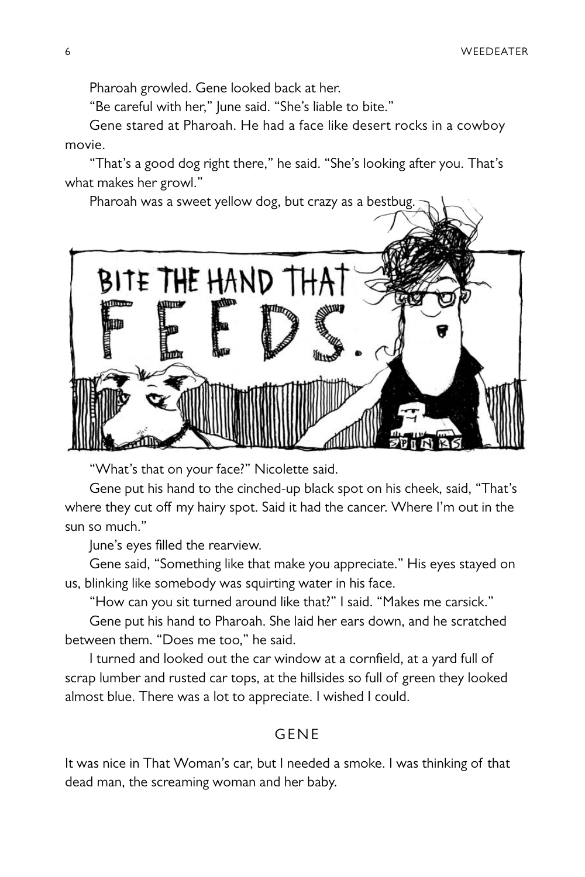Pharoah growled. Gene looked back at her.

"Be careful with her," June said. "She's liable to bite."

Gene stared at Pharoah. He had a face like desert rocks in a cowboy movie.

"That's a good dog right there," he said. "She's looking after you. That's what makes her growl."

Pharoah was a sweet yellow dog, but crazy as a bestbug.

"What's that on your face?" Nicolette said.

Gene put his hand to the cinched-up black spot on his cheek, said, "That's where they cut off my hairy spot. Said it had the cancer. Where I'm out in the sun so much."

June's eyes filled the rearview.

Gene said, "Something like that make you appreciate." His eyes stayed on us, blinking like somebody was squirting water in his face.

"How can you sit turned around like that?" I said. "Makes me carsick."

Gene put his hand to Pharoah. She laid her ears down, and he scratched between them. "Does me too," he said.

I turned and looked out the car window at a cornfield, at a yard full of scrap lumber and rusted car tops, at the hillsides so full of green they looked almost blue. There was a lot to appreciate. I wished I could.

## GENE

It was nice in That Woman's car, but I needed a smoke. I was thinking of that dead man, the screaming woman and her baby.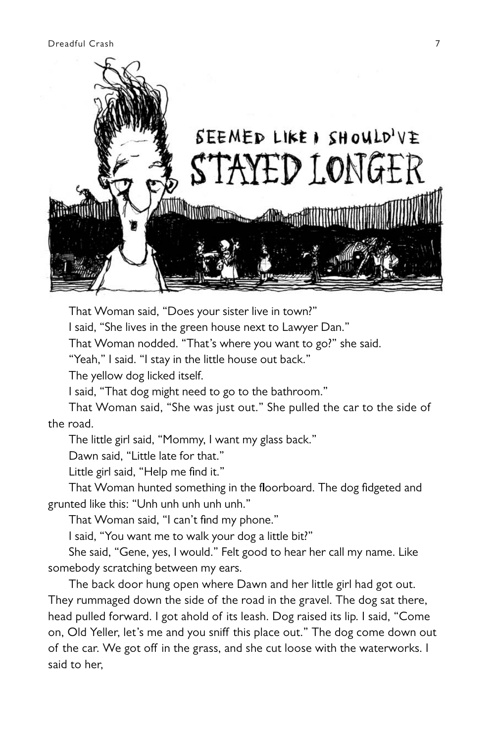# SEEMED LIKE I SHOULD'VE STAYED LONGER

That Woman said, "Does your sister live in town?"

I said, "She lives in the green house next to Lawyer Dan."

That Woman nodded. "That's where you want to go?" she said.

"Yeah," I said. "I stay in the little house out back."

The yellow dog licked itself.

I said, "That dog might need to go to the bathroom."

That Woman said, "She was just out." She pulled the car to the side of the road.

The little girl said, "Mommy, I want my glass back."

Dawn said, "Little late for that."

Little girl said, "Help me find it."

That Woman hunted something in the floorboard. The dog fidgeted and grunted like this: "Unh unh unh unh unh."

That Woman said, "I can't find my phone."

I said, "You want me to walk your dog a little bit?"

She said, "Gene, yes, I would." Felt good to hear her call my name. Like somebody scratching between my ears.

The back door hung open where Dawn and her little girl had got out. They rummaged down the side of the road in the gravel. The dog sat there, head pulled forward. I got ahold of its leash. Dog raised its lip. I said, "Come on, Old Yeller, let's me and you sniff this place out." The dog come down out of the car. We got off in the grass, and she cut loose with the waterworks. I said to her,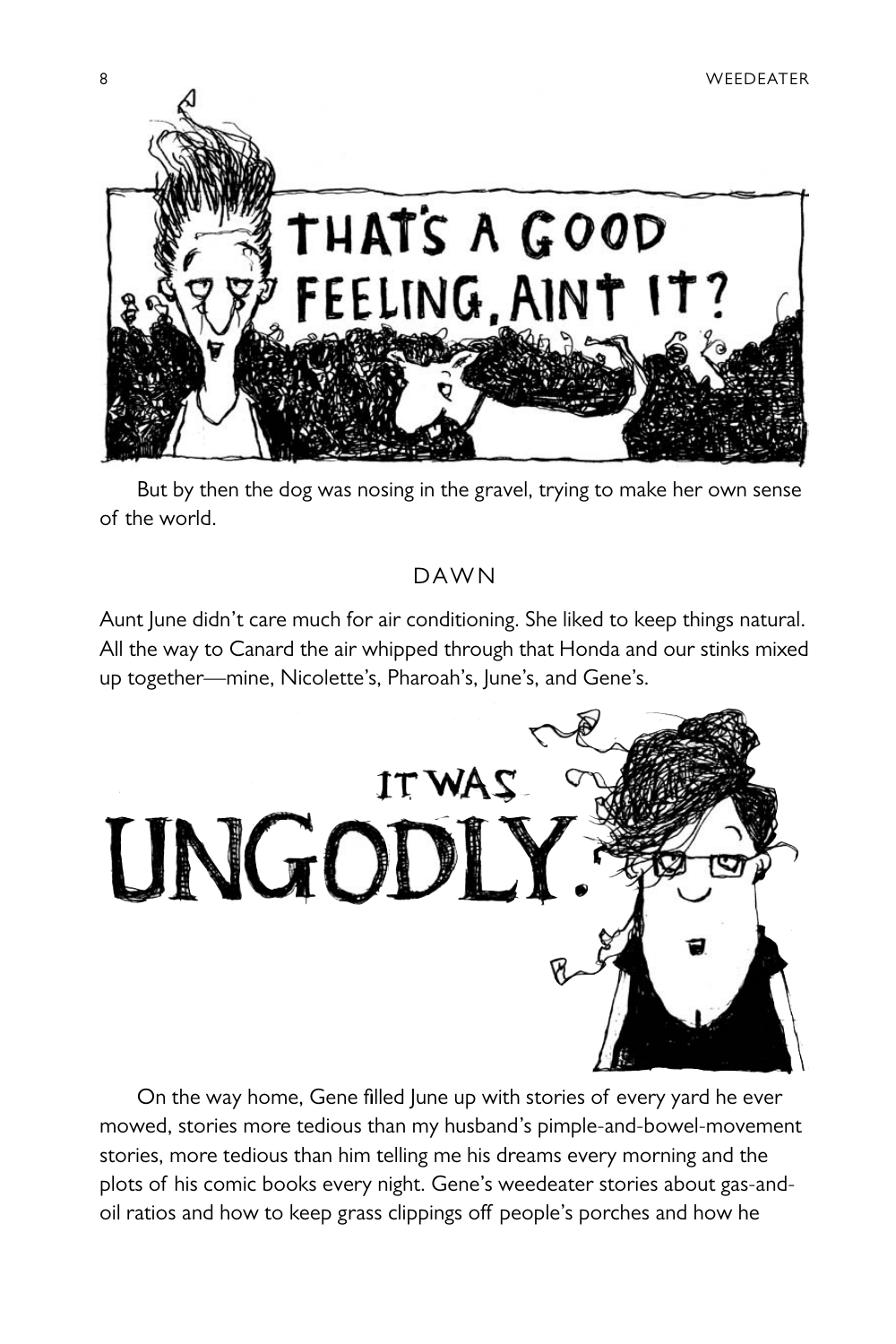THAT'S A GOOD FEELING, AINT IT?

But by then the dog was nosing in the gravel, trying to make her own sense of the world.

## DAWN

Aunt June didn't care much for air conditioning. She liked to keep things natural. All the way to Canard the air whipped through that Honda and our stinks mixed up together—mine, Nicolette's, Pharoah's, June's, and Gene's.

IT WAS UNGODLY.

On the way home, Gene filled June up with stories of every yard he ever mowed, stories more tedious than my husband's pimple-and-bowel-movement stories, more tedious than him telling me his dreams every morning and the plots of his comic books every night. Gene's weedeater stories about gas-and-oil ratios and how to keep grass clippings off people's porches and how he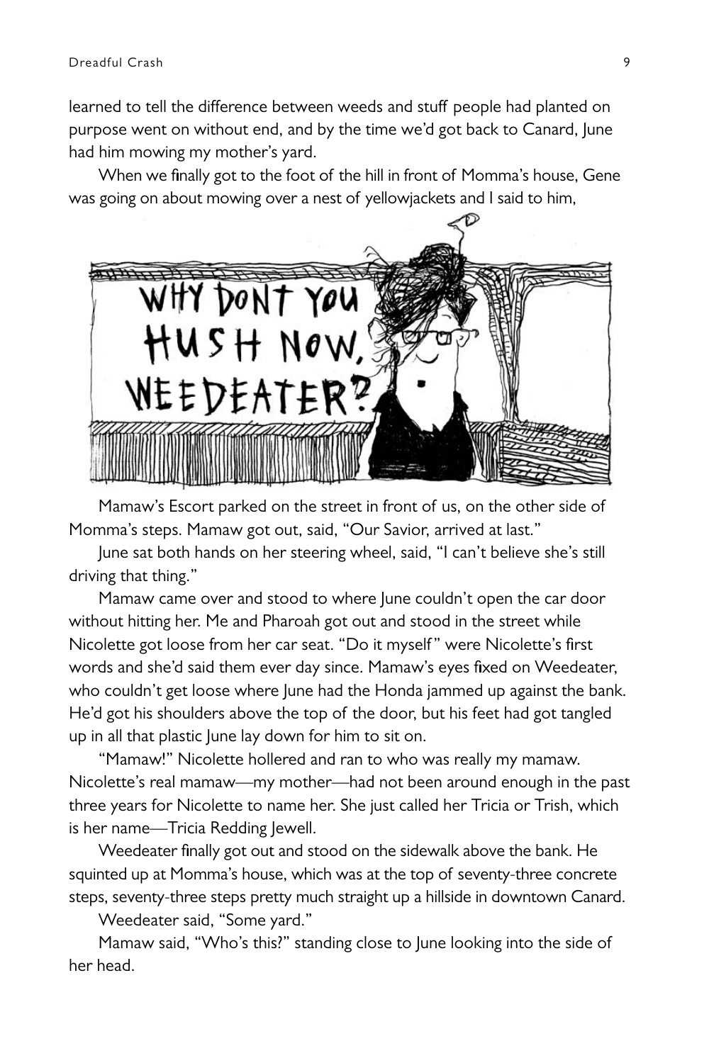learned to tell the difference between weeds and stuff people had planted on purpose went on without end, and by the time we'd got back to Canard, June had him mowing my mother's yard.

When we finally got to the foot of the hill in front of Momma's house, Gene was going on about mowing over a nest of yellowjackets and I said to him,

WHY DONT YOU HUSH NOW, WEEDEATER?

Mamaw's Escort parked on the street in front of us, on the other side of Momma's steps. Mamaw got out, said, "Our Savior, arrived at last."

June sat both hands on her steering wheel, said, "I can't believe she's still driving that thing."

Mamaw came over and stood to where June couldn't open the car door without hitting her. Me and Pharoah got out and stood in the street while Nicolette got loose from her car seat. "Do it myself" were Nicolette's first words and she'd said them ever day since. Mamaw's eyes fixed on Weedeater, who couldn't get loose where June had the Honda jammed up against the bank. He'd got his shoulders above the top of the door, but his feet had got tangled up in all that plastic June lay down for him to sit on.

"Mamaw!" Nicolette hollered and ran to who was really my mamaw. Nicolette's real mamaw—my mother—had not been around enough in the past three years for Nicolette to name her. She just called her Tricia or Trish, which is her name—Tricia Redding Jewell.

Weedeater finally got out and stood on the sidewalk above the bank. He squinted up at Momma's house, which was at the top of seventy-three concrete steps, seventy-three steps pretty much straight up a hillside in downtown Canard.

Weedeater said, "Some yard."

Mamaw said, "Who's this?" standing close to June looking into the side of her head.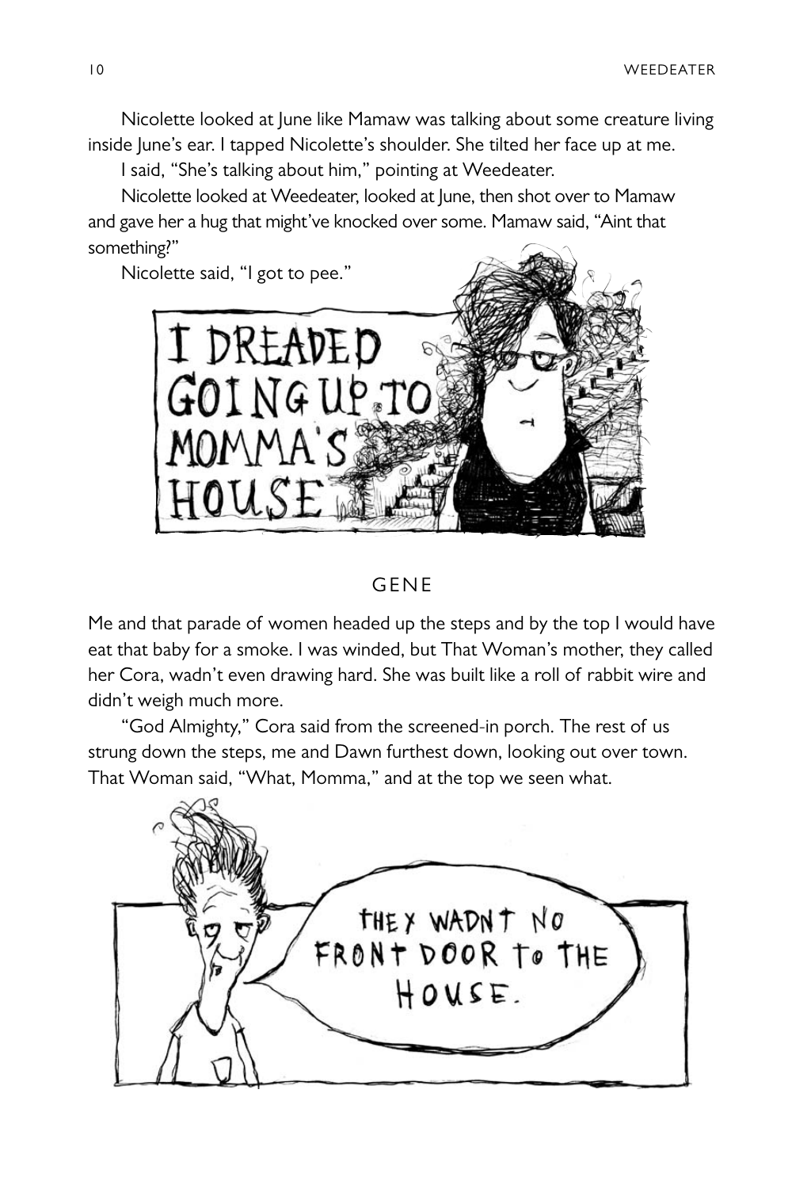Nicolette looked at June like Mamaw was talking about some creature living inside June's ear. I tapped Nicolette's shoulder. She tilted her face up at me.

I said, "She's talking about him," pointing at Weedeater.

Nicolette looked at Weedeater, looked at June, then shot over to Mamaw and gave her a hug that might've knocked over some. Mamaw said, "Aint that something?"

Nicolette said, "I got to pee."

I DREADED GOING UP TO MOMMA'S HOUSE

## GENE

Me and that parade of women headed up the steps and by the top I would have eat that baby for a smoke. I was winded, but That Woman's mother, they called her Cora, wadn't even drawing hard. She was built like a roll of rabbit wire and didn't weigh much more.

"God Almighty," Cora said from the screened-in porch. The rest of us strung down the steps, me and Dawn furthest down, looking out over town. That Woman said, "What, Momma," and at the top we seen what.

THEY WADNT NO FRONT DOOR TO THE HOUSE.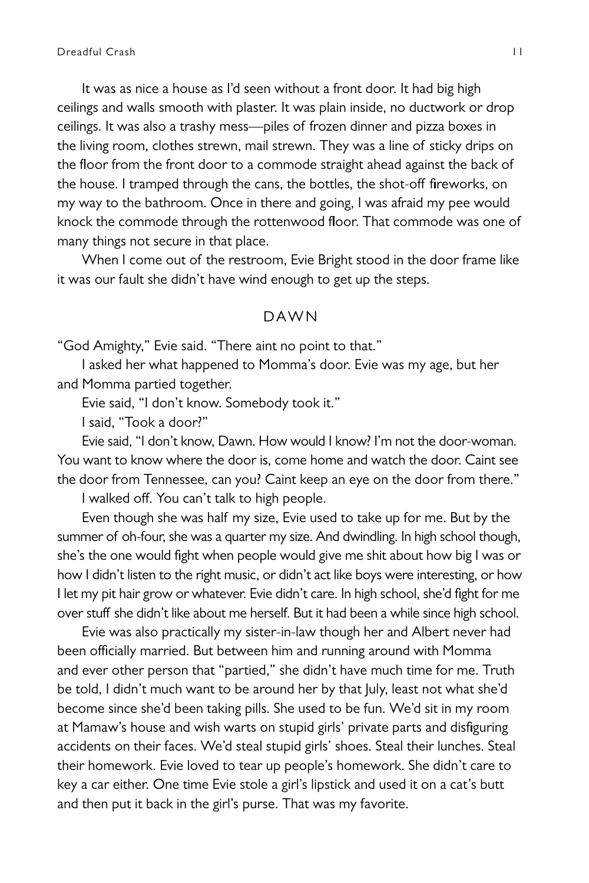It was as nice a house as I'd seen without a front door. It had big high ceilings and walls smooth with plaster. It was plain inside, no ductwork or drop ceilings. It was also a trashy mess—piles of frozen dinner and pizza boxes in the living room, clothes strewn, mail strewn. They was a line of sticky drips on the floor from the front door to a commode straight ahead against the back of the house. I tramped through the cans, the bottles, the shot-off fireworks, on my way to the bathroom. Once in there and going, I was afraid my pee would knock the commode through the rottenwood floor. That commode was one of many things not secure in that place.

When I come out of the restroom, Evie Bright stood in the door frame like it was our fault she didn't have wind enough to get up the steps.

## DAWN

"God Amighty," Evie said. "There aint no point to that."

I asked her what happened to Momma's door. Evie was my age, but her and Momma partied together.

Evie said, "I don't know. Somebody took it."

I said, "Took a door?"

Evie said, "I don't know, Dawn. How would I know? I'm not the door-woman. You want to know where the door is, come home and watch the door. Caint see the door from Tennessee, can you? Caint keep an eye on the door from there."

I walked off. You can't talk to high people.

Even though she was half my size, Evie used to take up for me. But by the summer of oh-four, she was a quarter my size. And dwindling. In high school though, she's the one would fight when people would give me shit about how big I was or how I didn't listen to the right music, or didn't act like boys were interesting, or how I let my pit hair grow or whatever. Evie didn't care. In high school, she'd fight for me over stuff she didn't like about me herself. But it had been a while since high school.

Evie was also practically my sister-in-law though her and Albert never had been officially married. But between him and running around with Momma and ever other person that "partied," she didn't have much time for me. Truth be told, I didn't much want to be around her by that July, least not what she'd become since she'd been taking pills. She used to be fun. We'd sit in my room at Mamaw's house and wish warts on stupid girls' private parts and disfiguring accidents on their faces. We'd steal stupid girls' shoes. Steal their lunches. Steal their homework. Evie loved to tear up people's homework. She didn't care to key a car either. One time Evie stole a girl's lipstick and used it on a cat's butt and then put it back in the girl's purse. That was my favorite.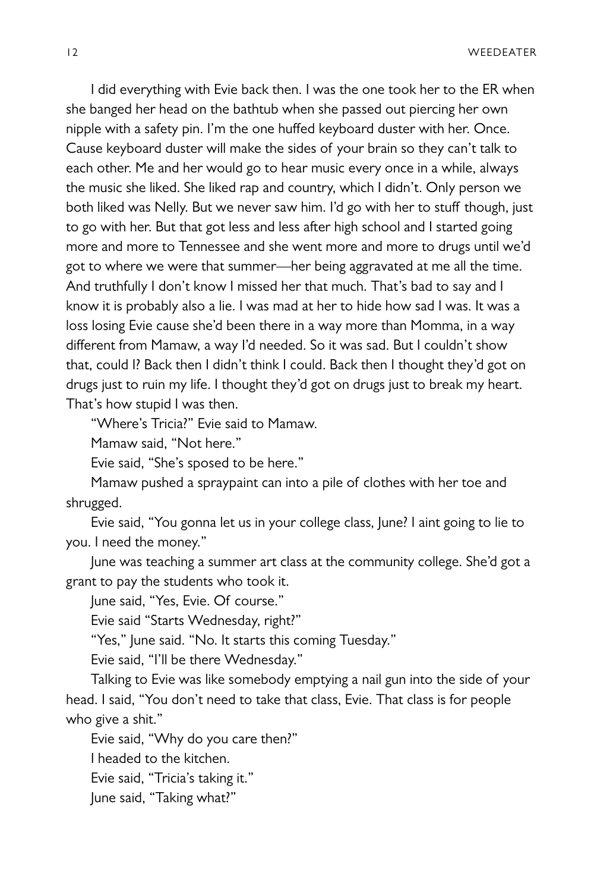I did everything with Evie back then. I was the one took her to the ER when she banged her head on the bathtub when she passed out piercing her own nipple with a safety pin. I'm the one huffed keyboard duster with her. Once. Cause keyboard duster will make the sides of your brain so they can't talk to each other. Me and her would go to hear music every once in a while, always the music she liked. She liked rap and country, which I didn't. Only person we both liked was Nelly. But we never saw him. I'd go with her to stuff though, just to go with her. But that got less and less after high school and I started going more and more to Tennessee and she went more and more to drugs until we'd got to where we were that summer—her being aggravated at me all the time. And truthfully I don't know I missed her that much. That's bad to say and I know it is probably also a lie. I was mad at her to hide how sad I was. It was a loss losing Evie cause she'd been there in a way more than Momma, in a way different from Mamaw, a way I'd needed. So it was sad. But I couldn't show that, could I? Back then I didn't think I could. Back then I thought they'd got on drugs just to ruin my life. I thought they'd got on drugs just to break my heart. That's how stupid I was then.

"Where's Tricia?" Evie said to Mamaw.

Mamaw said, "Not here."

Evie said, "She's sposed to be here."

Mamaw pushed a spraypaint can into a pile of clothes with her toe and shrugged.

Evie said, "You gonna let us in your college class, June? I aint going to lie to you. I need the money."

June was teaching a summer art class at the community college. She'd got a grant to pay the students who took it.

June said, "Yes, Evie. Of course."

Evie said "Starts Wednesday, right?"

"Yes," June said. "No. It starts this coming Tuesday."

Evie said, "I'll be there Wednesday."

Talking to Evie was like somebody emptying a nail gun into the side of your head. I said, "You don't need to take that class, Evie. That class is for people who give a shit."

Evie said, "Why do you care then?"

I headed to the kitchen.

Evie said, "Tricia's taking it."

June said, "Taking what?"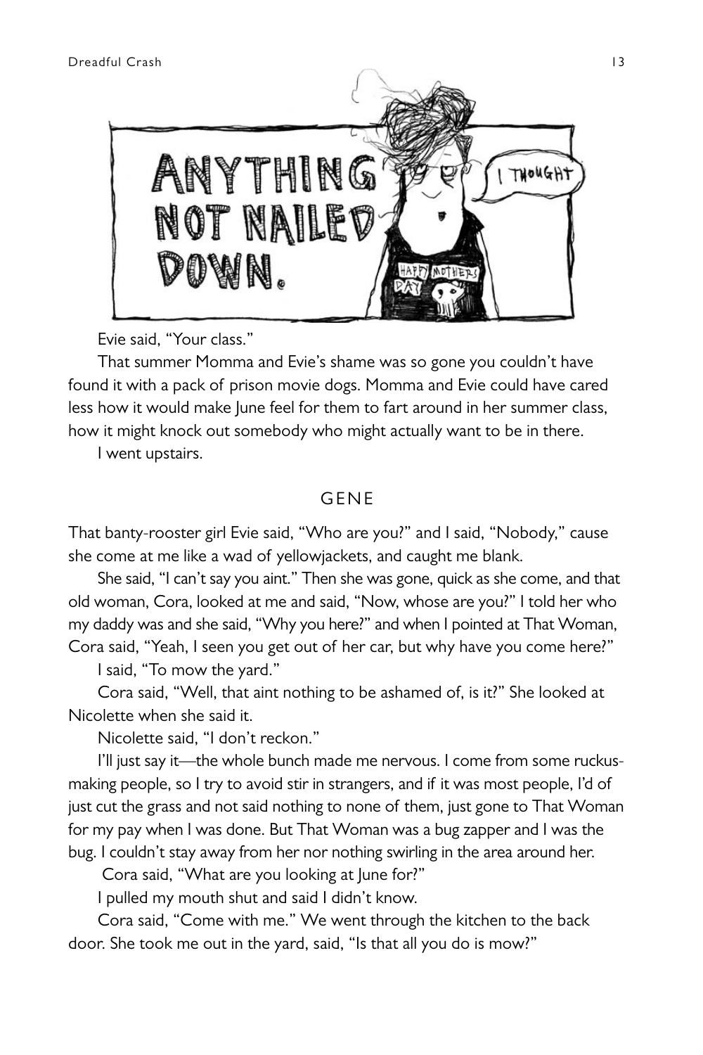Evie said, "Your class."

That summer Momma and Evie's shame was so gone you couldn't have found it with a pack of prison movie dogs. Momma and Evie could have cared less how it would make June feel for them to fart around in her summer class, how it might knock out somebody who might actually want to be in there.

I went upstairs.

## GENE

That banty-rooster girl Evie said, "Who are you?" and I said, "Nobody," cause she come at me like a wad of yellowjackets, and caught me blank.

She said, "I can't say you aint." Then she was gone, quick as she come, and that old woman, Cora, looked at me and said, "Now, whose are you?" I told her who my daddy was and she said, "Why you here?" and when I pointed at That Woman, Cora said, "Yeah, I seen you get out of her car, but why have you come here?"

I said, "To mow the yard."

Cora said, "Well, that aint nothing to be ashamed of, is it?" She looked at Nicolette when she said it.

Nicolette said, "I don't reckon."

I'll just say it—the whole bunch made me nervous. I come from some ruckus-making people, so I try to avoid stir in strangers, and if it was most people, I'd of just cut the grass and not said nothing to none of them, just gone to That Woman for my pay when I was done. But That Woman was a bug zapper and I was the bug. I couldn't stay away from her nor nothing swirling in the area around her.

Cora said, "What are you looking at June for?"

I pulled my mouth shut and said I didn't know.

Cora said, "Come with me." We went through the kitchen to the back door. She took me out in the yard, said, "Is that all you do is mow?"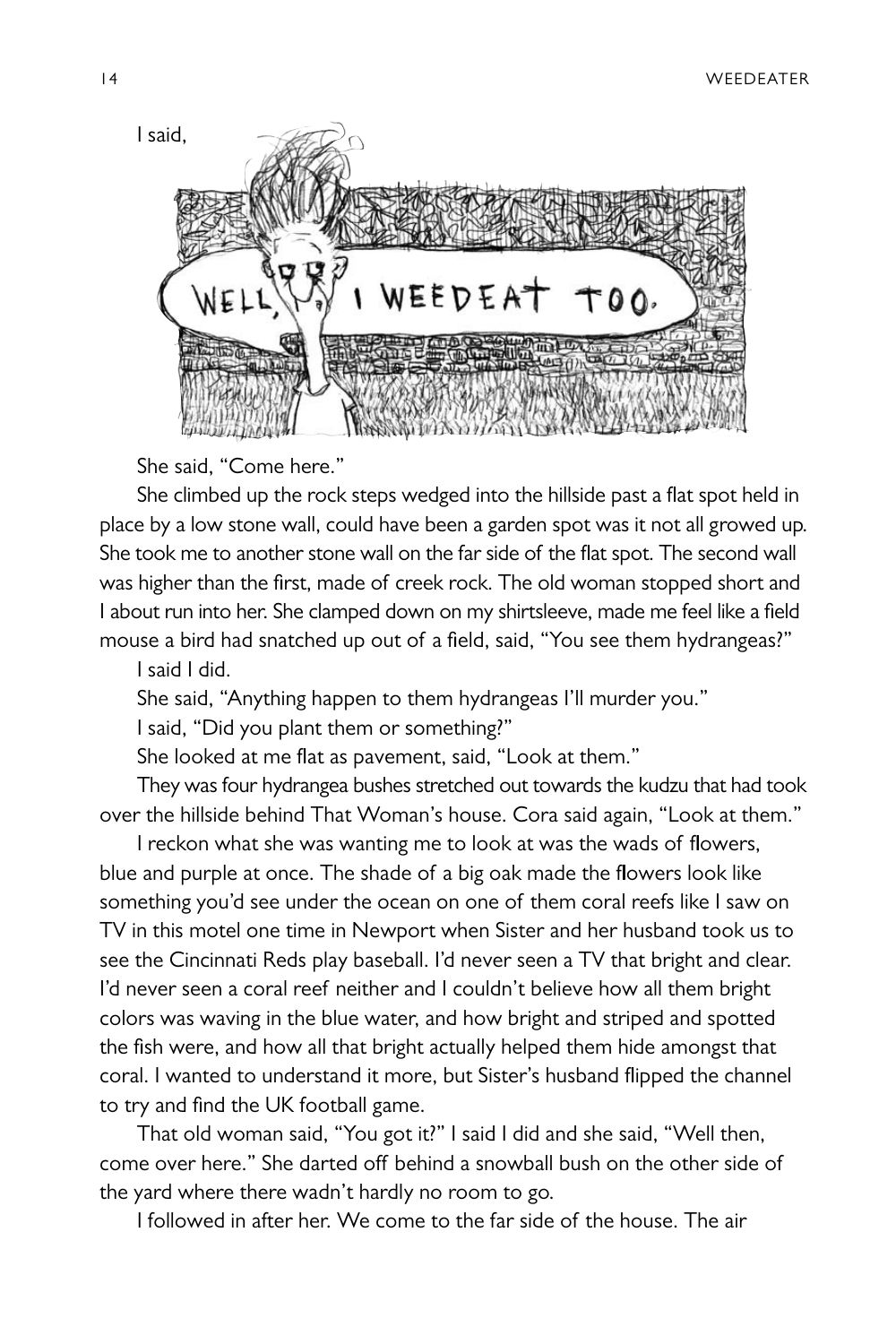I said,

She said, "Come here."

She climbed up the rock steps wedged into the hillside past a flat spot held in place by a low stone wall, could have been a garden spot was it not all growed up. She took me to another stone wall on the far side of the flat spot. The second wall was higher than the first, made of creek rock. The old woman stopped short and I about run into her. She clamped down on my shirtsleeve, made me feel like a field mouse a bird had snatched up out of a field, said, "You see them hydrangeas?"

I said I did.

She said, "Anything happen to them hydrangeas I'll murder you."

I said, "Did you plant them or something?"

She looked at me flat as pavement, said, "Look at them."

They was four hydrangea bushes stretched out towards the kudzu that had took over the hillside behind That Woman's house. Cora said again, "Look at them."

I reckon what she was wanting me to look at was the wads of flowers, blue and purple at once. The shade of a big oak made the flowers look like something you'd see under the ocean on one of them coral reefs like I saw on TV in this motel one time in Newport when Sister and her husband took us to see the Cincinnati Reds play baseball. I'd never seen a TV that bright and clear. I'd never seen a coral reef neither and I couldn't believe how all them bright colors was waving in the blue water, and how bright and striped and spotted the fish were, and how all that bright actually helped them hide amongst that coral. I wanted to understand it more, but Sister's husband flipped the channel to try and find the UK football game.

That old woman said, "You got it?" I said I did and she said, "Well then, come over here." She darted off behind a snowball bush on the other side of the yard where there wadn't hardly no room to go.

I followed in after her. We come to the far side of the house. The air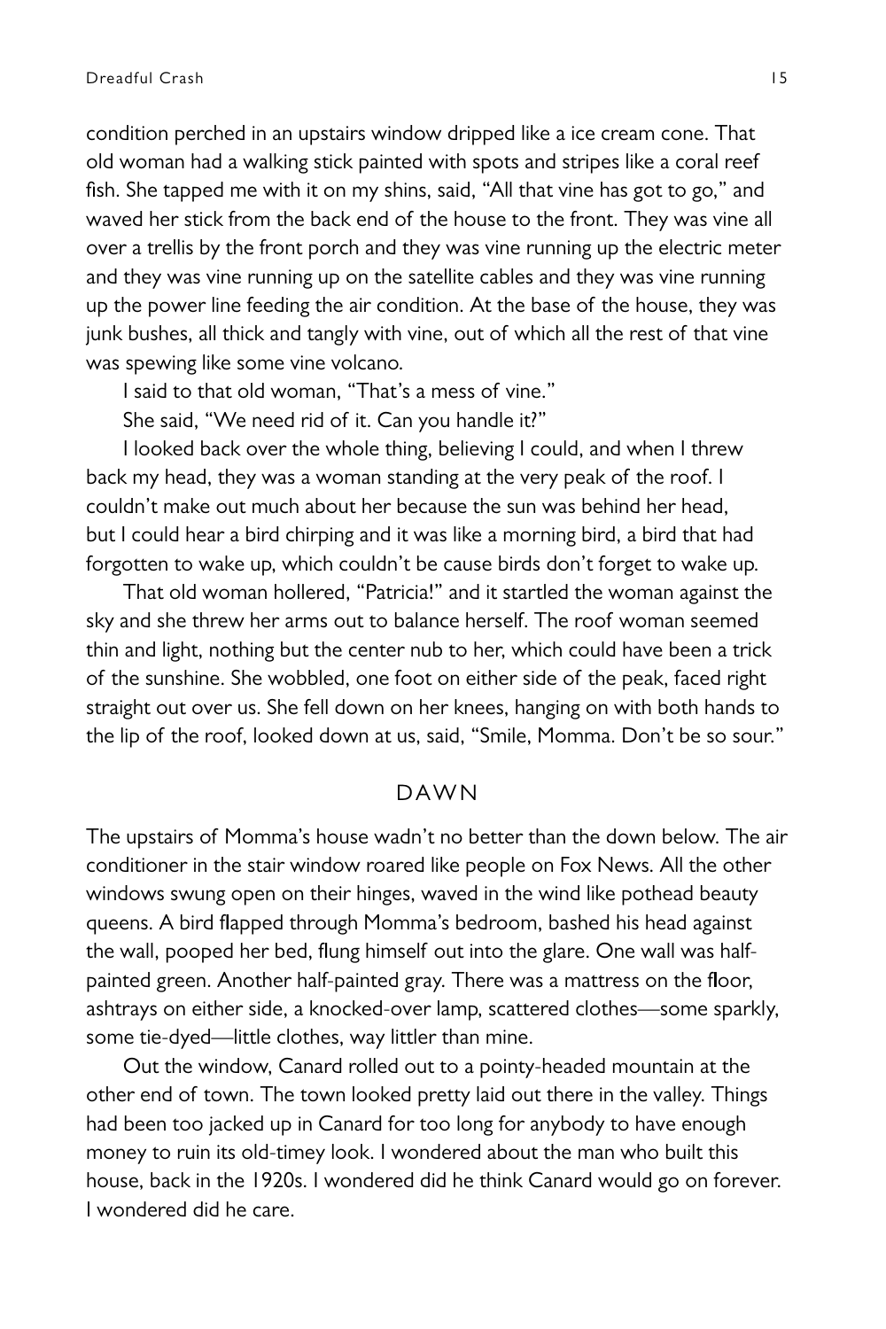condition perched in an upstairs window dripped like a ice cream cone. That old woman had a walking stick painted with spots and stripes like a coral reef fish. She tapped me with it on my shins, said, "All that vine has got to go," and waved her stick from the back end of the house to the front. They was vine all over a trellis by the front porch and they was vine running up the electric meter and they was vine running up on the satellite cables and they was vine running up the power line feeding the air condition. At the base of the house, they was junk bushes, all thick and tangly with vine, out of which all the rest of that vine was spewing like some vine volcano.

I said to that old woman, "That's a mess of vine."

She said, "We need rid of it. Can you handle it?"

I looked back over the whole thing, believing I could, and when I threw back my head, they was a woman standing at the very peak of the roof. I couldn't make out much about her because the sun was behind her head, but I could hear a bird chirping and it was like a morning bird, a bird that had forgotten to wake up, which couldn't be cause birds don't forget to wake up.

That old woman hollered, "Patricia!" and it startled the woman against the sky and she threw her arms out to balance herself. The roof woman seemed thin and light, nothing but the center nub to her, which could have been a trick of the sunshine. She wobbled, one foot on either side of the peak, faced right straight out over us. She fell down on her knees, hanging on with both hands to the lip of the roof, looked down at us, said, "Smile, Momma. Don't be so sour."

## DAWN

The upstairs of Momma's house wadn't no better than the down below. The air conditioner in the stair window roared like people on Fox News. All the other windows swung open on their hinges, waved in the wind like pothead beauty queens. A bird flapped through Momma's bedroom, bashed his head against the wall, pooped her bed, flung himself out into the glare. One wall was half-painted green. Another half-painted gray. There was a mattress on the floor, ashtrays on either side, a knocked-over lamp, scattered clothes—some sparkly, some tie-dyed—little clothes, way littler than mine.

Out the window, Canard rolled out to a pointy-headed mountain at the other end of town. The town looked pretty laid out there in the valley. Things had been too jacked up in Canard for too long for anybody to have enough money to ruin its old-timey look. I wondered about the man who built this house, back in the 1920s. I wondered did he think Canard would go on forever. I wondered did he care.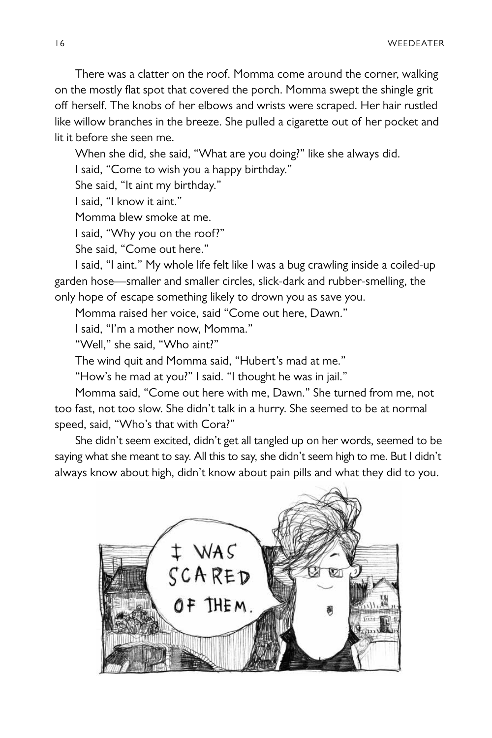There was a clatter on the roof. Momma come around the corner, walking on the mostly flat spot that covered the porch. Momma swept the shingle grit off herself. The knobs of her elbows and wrists were scraped. Her hair rustled like willow branches in the breeze. She pulled a cigarette out of her pocket and lit it before she seen me.

When she did, she said, "What are you doing?" like she always did.

I said, "Come to wish you a happy birthday."

She said, "It aint my birthday."

I said, "I know it aint."

Momma blew smoke at me.

I said, "Why you on the roof?"

She said, "Come out here."

I said, "I aint." My whole life felt like I was a bug crawling inside a coiled-up garden hose—smaller and smaller circles, slick-dark and rubber-smelling, the only hope of escape something likely to drown you as save you.

Momma raised her voice, said "Come out here, Dawn."

I said, "I'm a mother now, Momma."

"Well," she said, "Who aint?"

The wind quit and Momma said, "Hubert's mad at me."

"How's he mad at you?" I said. "I thought he was in jail."

Momma said, "Come out here with me, Dawn." She turned from me, not too fast, not too slow. She didn't talk in a hurry. She seemed to be at normal speed, said, "Who's that with Cora?"

She didn't seem excited, didn't get all tangled up on her words, seemed to be saying what she meant to say. All this to say, she didn't seem high to me. But I didn't always know about high, didn't know about pain pills and what they did to you.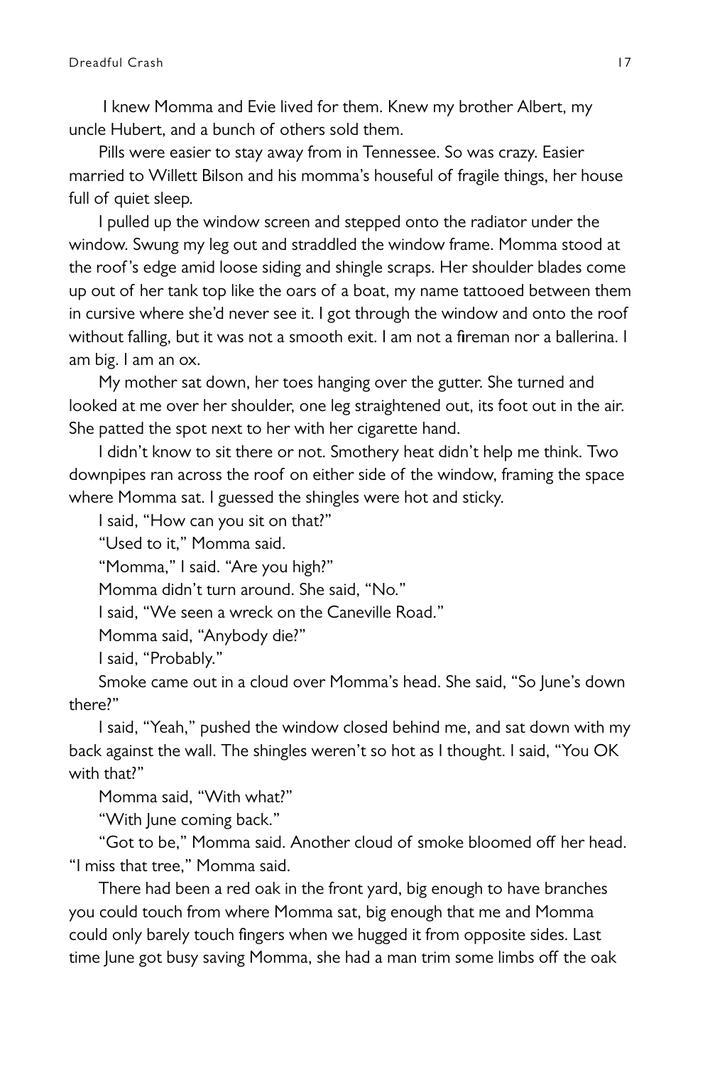I knew Momma and Evie lived for them. Knew my brother Albert, my uncle Hubert, and a bunch of others sold them.

Pills were easier to stay away from in Tennessee. So was crazy. Easier married to Willett Bilson and his momma's houseful of fragile things, her house full of quiet sleep.

I pulled up the window screen and stepped onto the radiator under the window. Swung my leg out and straddled the window frame. Momma stood at the roof's edge amid loose siding and shingle scraps. Her shoulder blades come up out of her tank top like the oars of a boat, my name tattooed between them in cursive where she'd never see it. I got through the window and onto the roof without falling, but it was not a smooth exit. I am not a fireman nor a ballerina. I am big. I am an ox.

My mother sat down, her toes hanging over the gutter. She turned and looked at me over her shoulder, one leg straightened out, its foot out in the air. She patted the spot next to her with her cigarette hand.

I didn't know to sit there or not. Smothery heat didn't help me think. Two downpipes ran across the roof on either side of the window, framing the space where Momma sat. I guessed the shingles were hot and sticky.

I said, "How can you sit on that?"

"Used to it," Momma said.

"Momma," I said. "Are you high?"

Momma didn't turn around. She said, "No."

I said, "We seen a wreck on the Caneville Road."

Momma said, "Anybody die?"

I said, "Probably."

Smoke came out in a cloud over Momma's head. She said, "So June's down there?"

I said, "Yeah," pushed the window closed behind me, and sat down with my back against the wall. The shingles weren't so hot as I thought. I said, "You OK with that?"

Momma said, "With what?"

"With June coming back."

"Got to be," Momma said. Another cloud of smoke bloomed off her head. "I miss that tree," Momma said.

There had been a red oak in the front yard, big enough to have branches you could touch from where Momma sat, big enough that me and Momma could only barely touch fingers when we hugged it from opposite sides. Last time June got busy saving Momma, she had a man trim some limbs off the oak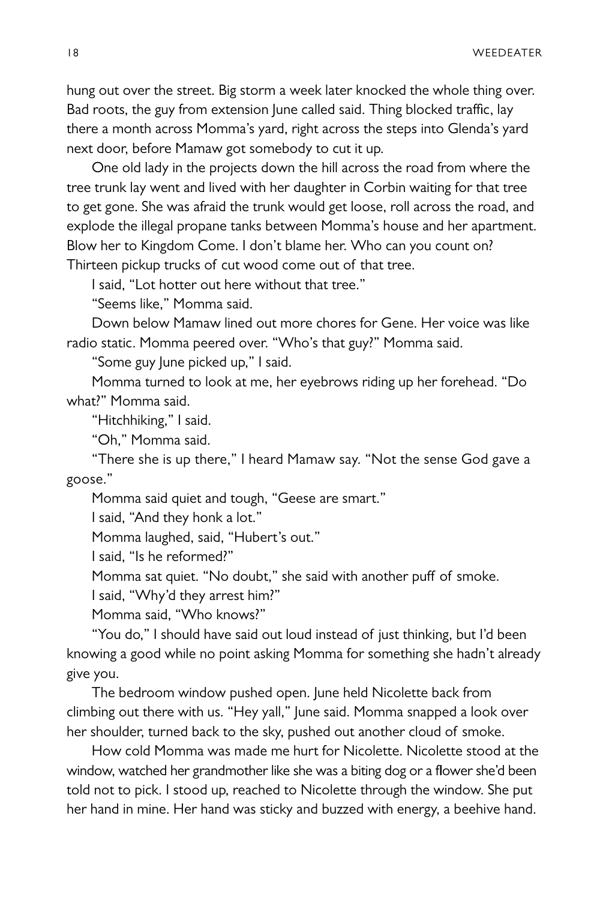hung out over the street. Big storm a week later knocked the whole thing over. Bad roots, the guy from extension June called said. Thing blocked traffic, lay there a month across Momma's yard, right across the steps into Glenda's yard next door, before Mamaw got somebody to cut it up.

One old lady in the projects down the hill across the road from where the tree trunk lay went and lived with her daughter in Corbin waiting for that tree to get gone. She was afraid the trunk would get loose, roll across the road, and explode the illegal propane tanks between Momma's house and her apartment. Blow her to Kingdom Come. I don't blame her. Who can you count on? Thirteen pickup trucks of cut wood come out of that tree.

I said, "Lot hotter out here without that tree."

"Seems like," Momma said.

Down below Mamaw lined out more chores for Gene. Her voice was like radio static. Momma peered over. "Who's that guy?" Momma said.

"Some guy June picked up," I said.

Momma turned to look at me, her eyebrows riding up her forehead. "Do what?" Momma said.

"Hitchhiking," I said.

"Oh," Momma said.

"There she is up there," I heard Mamaw say. "Not the sense God gave a goose."

Momma said quiet and tough, "Geese are smart."

I said, "And they honk a lot."

Momma laughed, said, "Hubert's out."

I said, "Is he reformed?"

Momma sat quiet. "No doubt," she said with another puff of smoke.

I said, "Why'd they arrest him?"

Momma said, "Who knows?"

"You do," I should have said out loud instead of just thinking, but I'd been knowing a good while no point asking Momma for something she hadn't already give you.

The bedroom window pushed open. June held Nicolette back from climbing out there with us. "Hey yall," June said. Momma snapped a look over her shoulder, turned back to the sky, pushed out another cloud of smoke.

How cold Momma was made me hurt for Nicolette. Nicolette stood at the window, watched her grandmother like she was a biting dog or a flower she'd been told not to pick. I stood up, reached to Nicolette through the window. She put her hand in mine. Her hand was sticky and buzzed with energy, a beehive hand.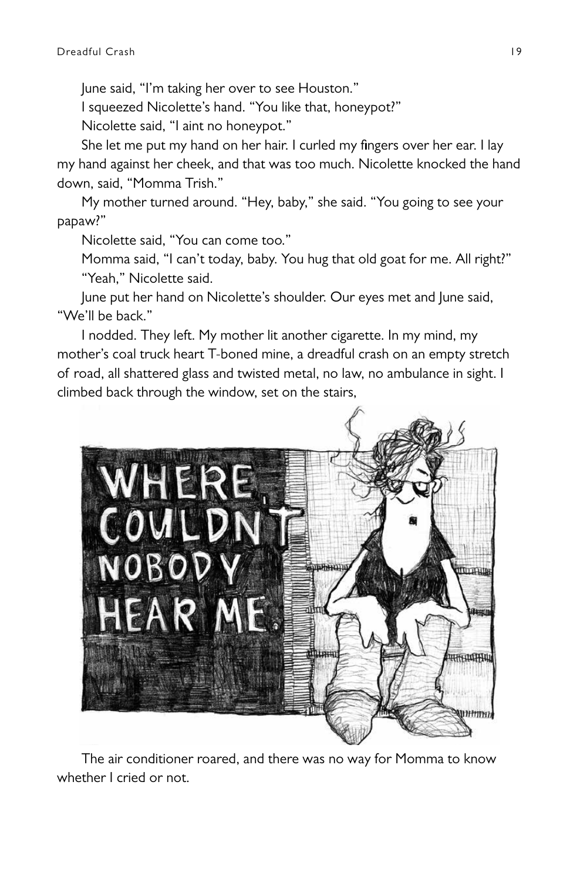June said, "I'm taking her over to see Houston."

I squeezed Nicolette's hand. "You like that, honeypot?"

Nicolette said, "I aint no honeypot."

She let me put my hand on her hair. I curled my fingers over her ear. I lay my hand against her cheek, and that was too much. Nicolette knocked the hand down, said, "Momma Trish."

My mother turned around. "Hey, baby," she said. "You going to see your papaw?"

Nicolette said, "You can come too."

Momma said, "I can't today, baby. You hug that old goat for me. All right?"

"Yeah," Nicolette said.

June put her hand on Nicolette's shoulder. Our eyes met and June said, "We'll be back."

I nodded. They left. My mother lit another cigarette. In my mind, my mother's coal truck heart T-boned mine, a dreadful crash on an empty stretch of road, all shattered glass and twisted metal, no law, no ambulance in sight. I climbed back through the window, set on the stairs,

WHERE COULDN'T NOBODY HEAR ME.

The air conditioner roared, and there was no way for Momma to know whether I cried or not.